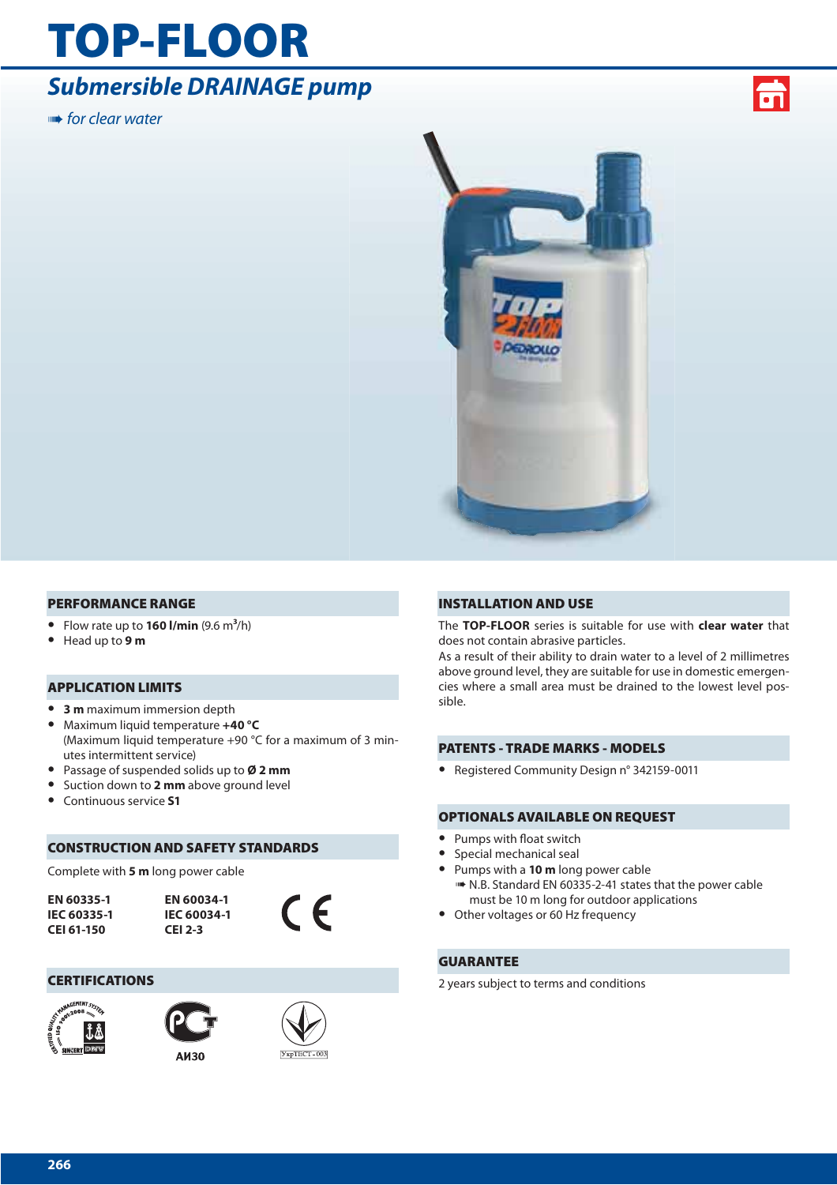# TOP-FLOOR

## *Submersible DRAINAGE pump*

*➠ for clear water*

### PERFORMANCE RANGE

- Flow rate up to **160 l/min** (9.6 $m^3$/h)
- Head up to **9 m**

### APPLICATION LIMITS

- **3 m** maximum immersion depth
- Maximum liquid temperature **+40 °C**
  (Maximum liquid temperature +90 °C for a maximum of 3 minutes intermittent service)
- Passage of suspended solids up to **Ø 2 mm**
- Suction down to **2 mm** above ground level
- Continuous service **S1**

### CONSTRUCTION AND SAFETY STANDARDS

Complete with **5 m** long power cable

| | |
|---|---|
| **EN 60335-1** | **EN 60034-1** |
| **IEC 60335-1** | **IEC 60034-1** |
| **CEI 61-150** | **CEI 2-3** |

CE

### CERTIFICATIONS

**АИ30**

УкрТЕСТ - 003

### INSTALLATION AND USE

The **TOP-FLOOR** series is suitable for use with **clear water** that does not contain abrasive particles.
As a result of their ability to drain water to a level of 2 millimetres above ground level, they are suitable for use in domestic emergencies where a small area must be drained to the lowest level possible.

### PATENTS - TRADE MARKS - MODELS

- Registered Community Design n° 342159-0011

### OPTIONALS AVAILABLE ON REQUEST

- Pumps with float switch
- Special mechanical seal
- Pumps with a **10 m** long power cable
  ➠ N.B. Standard EN 60335-2-41 states that the power cable must be 10 m long for outdoor applications
- Other voltages or 60 Hz frequency

### GUARANTEE

2 years subject to terms and conditions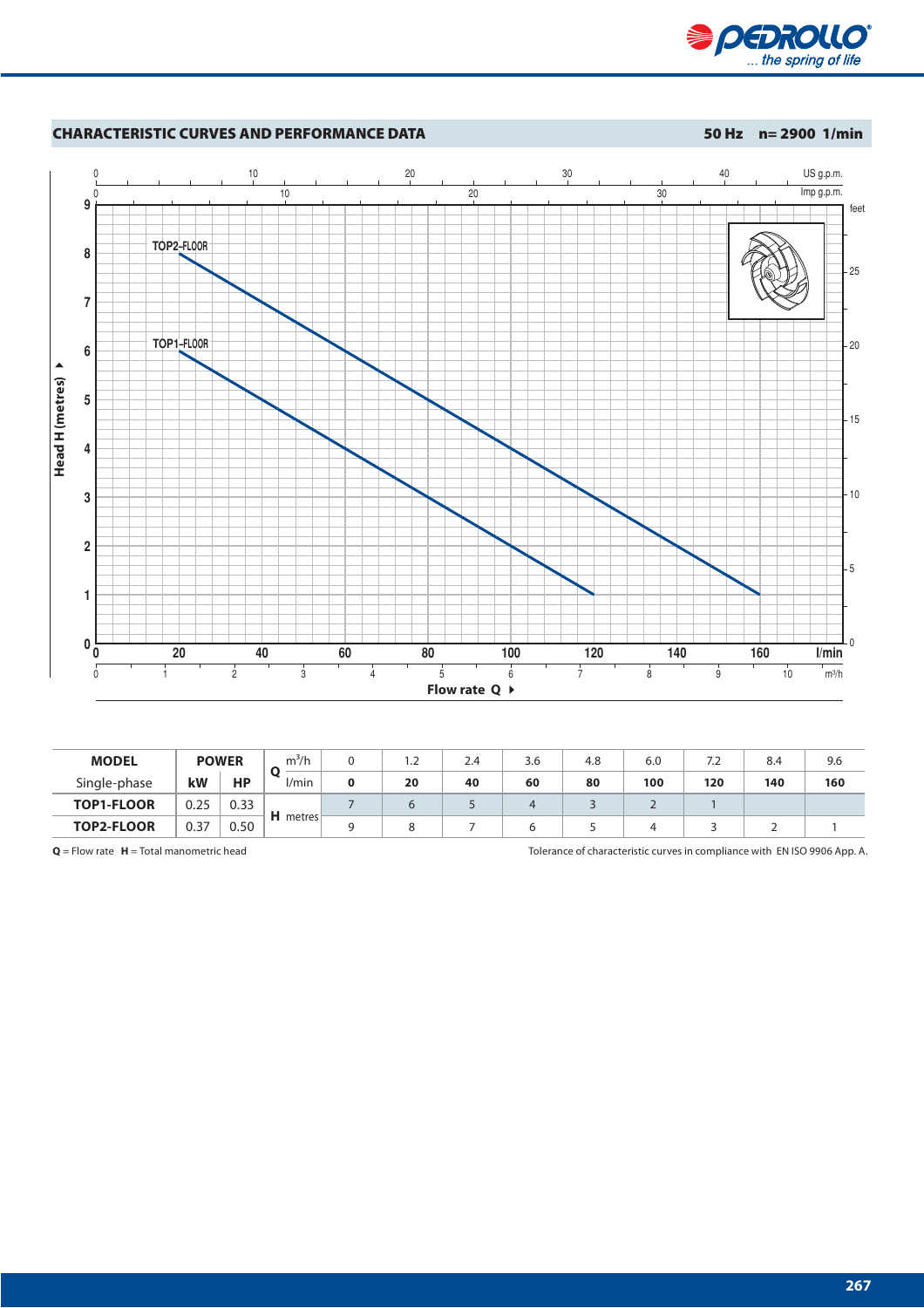## CHARACTERISTIC CURVES AND PERFORMANCE DATA

**50 Hz n= 2900 1/min**

| MODEL | POWER | | Q | m³/h | 0 | 1.2 | 2.4 | 3.6 | 4.8 | 6.0 | 7.2 | 8.4 | 9.6 |
|---|---|---|---|---|---|---|---|---|---|---|---|---|---|
| Single-phase | kW | HP | | l/min | **0** | **20** | **40** | **60** | **80** | **100** | **120** | **140** | **160** |
| **TOP1-FLOOR** | 0.25 | 0.33 | H | metres | 7 | 6 | 5 | 4 | 3 | 2 | 1 | | |
| **TOP2-FLOOR** | 0.37 | 0.50 | | | 9 | 8 | 7 | 6 | 5 | 4 | 3 | 2 | 1 |

**Q** = Flow rate **H** = Total manometric head

Tolerance of characteristic curves in compliance with EN ISO 9906 App. A.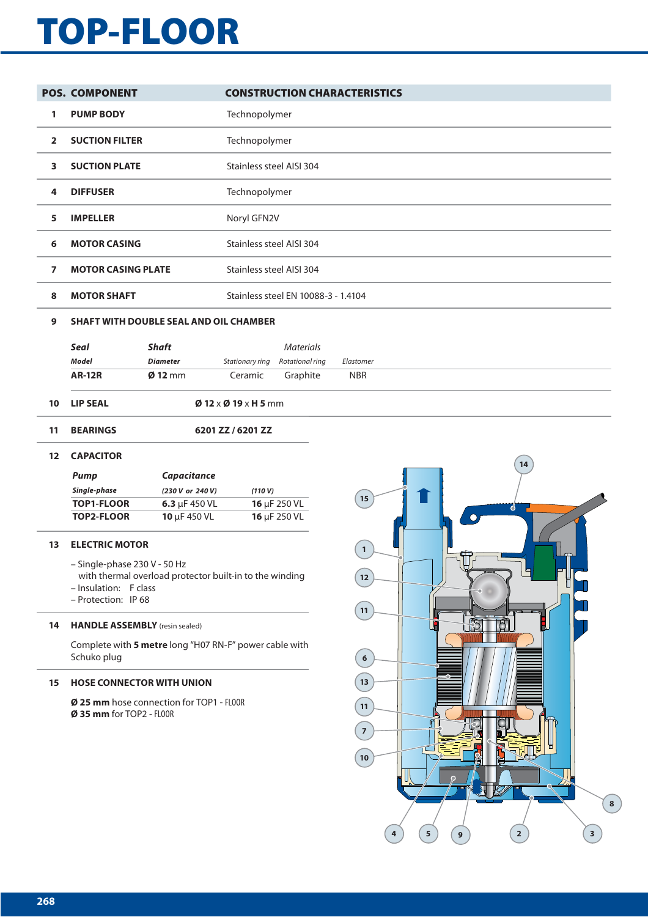# TOP-FLOOR

| POS. | COMPONENT | CONSTRUCTION CHARACTERISTICS |
|---|---|---|
| 1 | **PUMP BODY** | Technopolymer |
| 2 | **SUCTION FILTER** | Technopolymer |
| 3 | **SUCTION PLATE** | Stainless steel AISI 304 |
| 4 | **DIFFUSER** | Technopolymer |
| 5 | **IMPELLER** | Noryl GFN2V |
| 6 | **MOTOR CASING** | Stainless steel AISI 304 |
| 7 | **MOTOR CASING PLATE** | Stainless steel AISI 304 |
| 8 | **MOTOR SHAFT** | Stainless steel EN 10088-3 - 1.4104 |

**9 SHAFT WITH DOUBLE SEAL AND OIL CHAMBER**

| *Seal* | *Shaft* | | *Materials* | |
|---|---|---|---|---|
| *Model* | *Diameter* | *Stationary ring* | *Rotational ring* | *Elastomer* |
| **AR-12R** | **Ø 12** mm | Ceramic | Graphite | NBR |

**10 LIP SEAL** — **Ø 12** x **Ø 19** x **H 5** mm

**11 BEARINGS** — **6201 ZZ / 6201 ZZ**

**12 CAPACITOR**

| *Pump* | *Capacitance* | |
|---|---|---|
| *Single-phase* | *(230 V or 240 V)* | *(110 V)* |
| **TOP1-FLOOR** | **6.3** µF 450 VL | **16** µF 250 VL |
| **TOP2-FLOOR** | **10** µF 450 VL | **16** µF 250 VL |

**13 ELECTRIC MOTOR**

– Single-phase 230 V - 50 Hz
  with thermal overload protector built-in to the winding
– Insulation: F class
– Protection: IP 68

**14 HANDLE ASSEMBLY** (resin sealed)

Complete with **5 metre** long "H07 RN-F" power cable with Schuko plug

**15 HOSE CONNECTOR WITH UNION**

**Ø 25 mm** hose connection for TOP1 - FLOOR
**Ø 35 mm** for TOP2 - FLOOR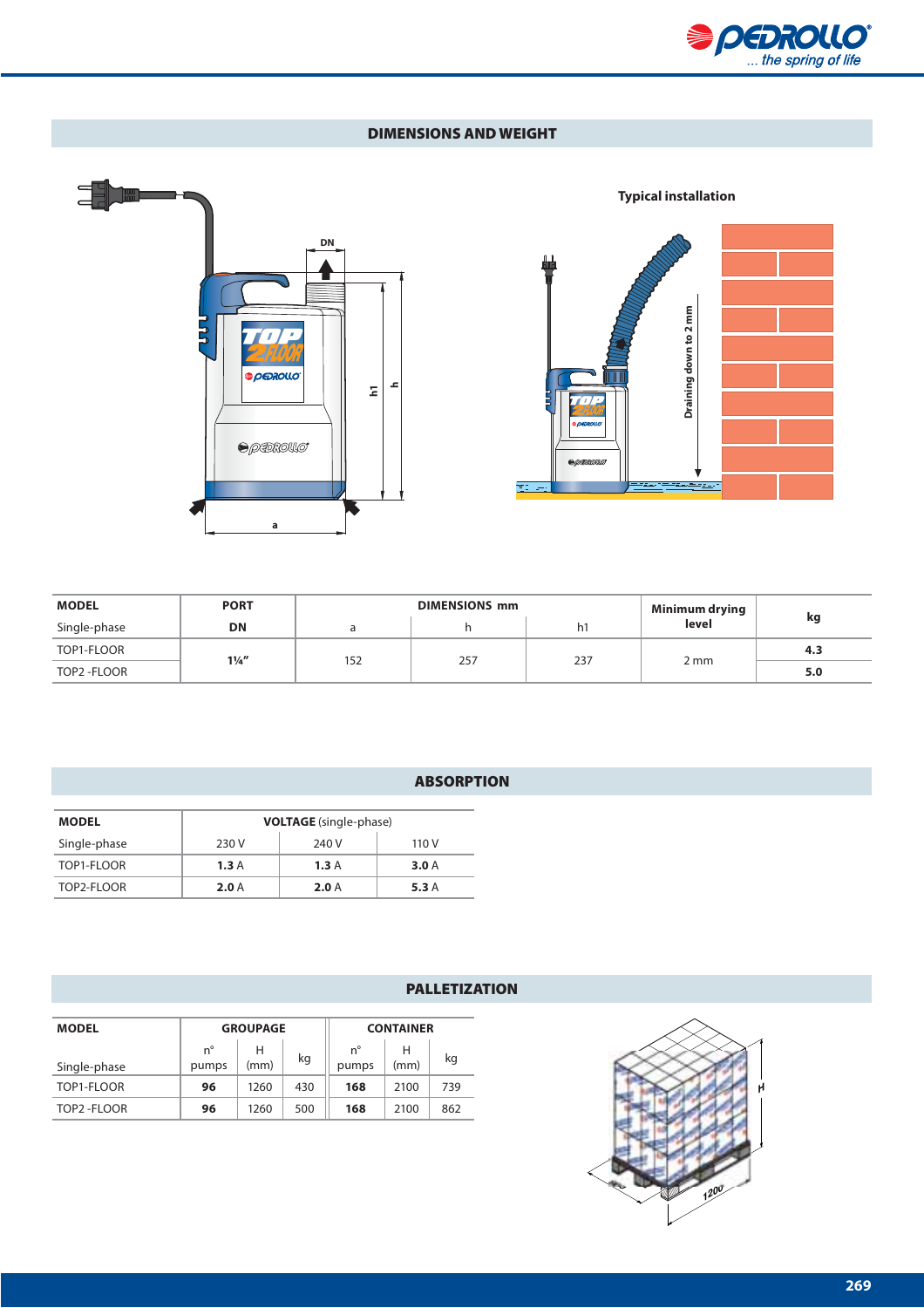## DIMENSIONS AND WEIGHT

DN

h1

h

a

Typical installation

Draining down to 2 mm

| MODEL | PORT | DIMENSIONS mm | | | Minimum drying level | kg |
|---|---|---|---|---|---|---|
| Single-phase | DN | a | h | h1 | | |
| TOP1-FLOOR | 1¼" | 152 | 257 | 237 | 2 mm | **4.3** |
| TOP2 -FLOOR | | | | | | **5.0** |

## ABSORPTION

| MODEL | **VOLTAGE** (single-phase) | | |
|---|---|---|---|
| Single-phase | 230 V | 240 V | 110 V |
| TOP1-FLOOR | **1.3** A | **1.3** A | **3.0** A |
| TOP2-FLOOR | **2.0** A | **2.0** A | **5.3** A |

## PALLETIZATION

| MODEL | GROUPAGE | | | CONTAINER | | |
|---|---|---|---|---|---|---|
| Single-phase | n° pumps | H (mm) | kg | n° pumps | H (mm) | kg |
| TOP1-FLOOR | **96** | 1260 | 430 | **168** | 2100 | 739 |
| TOP2 -FLOOR | **96** | 1260 | 500 | **168** | 2100 | 862 |

H

1200